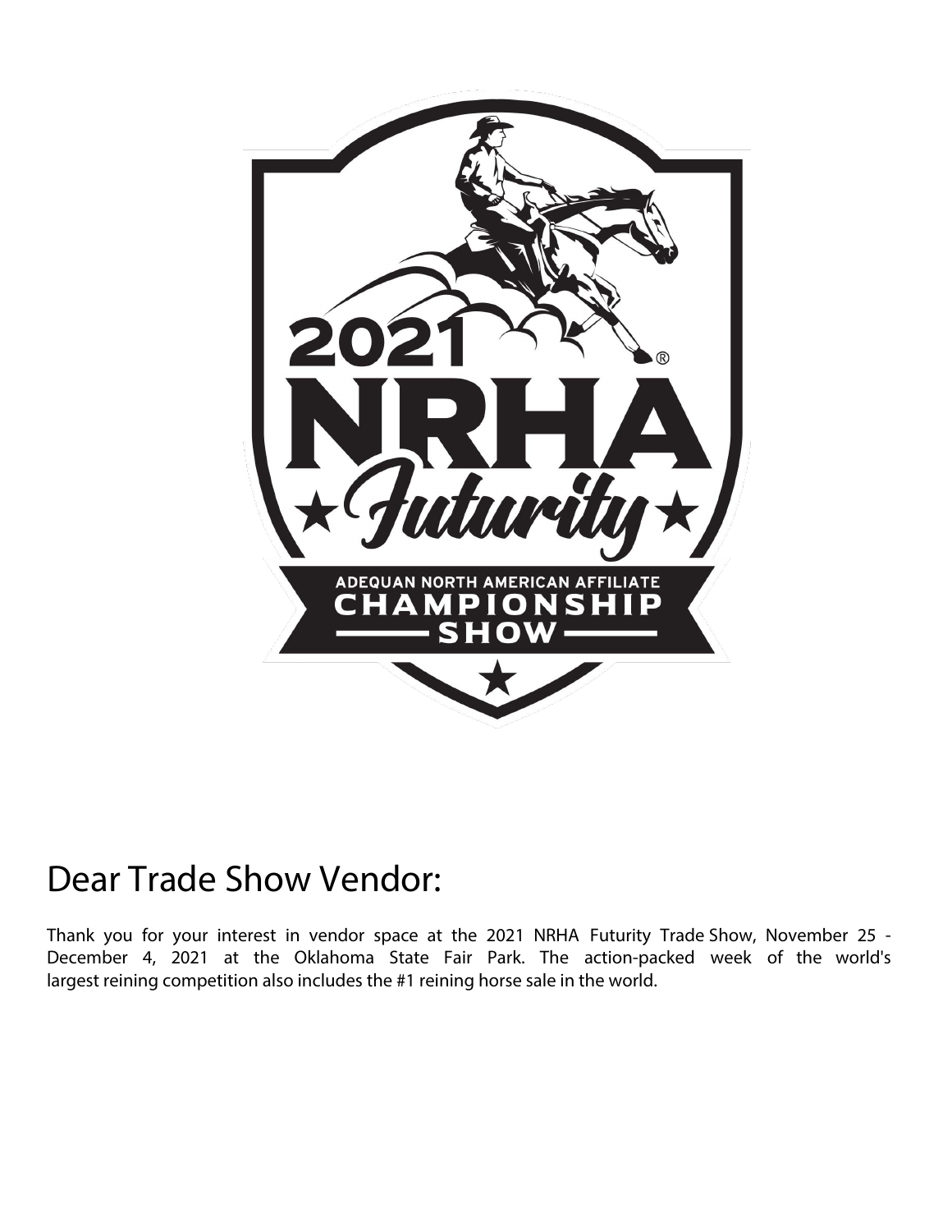# Dear Trade Show Vendor:

Thank you for your interest in vendor space at the 2021 NRHA Futurity Trade Show, November 25 - December 4, 2021 at the Oklahoma State Fair Park. The action-packed week of the world's largest reining competition also includes the #1 reining horse sale in the world.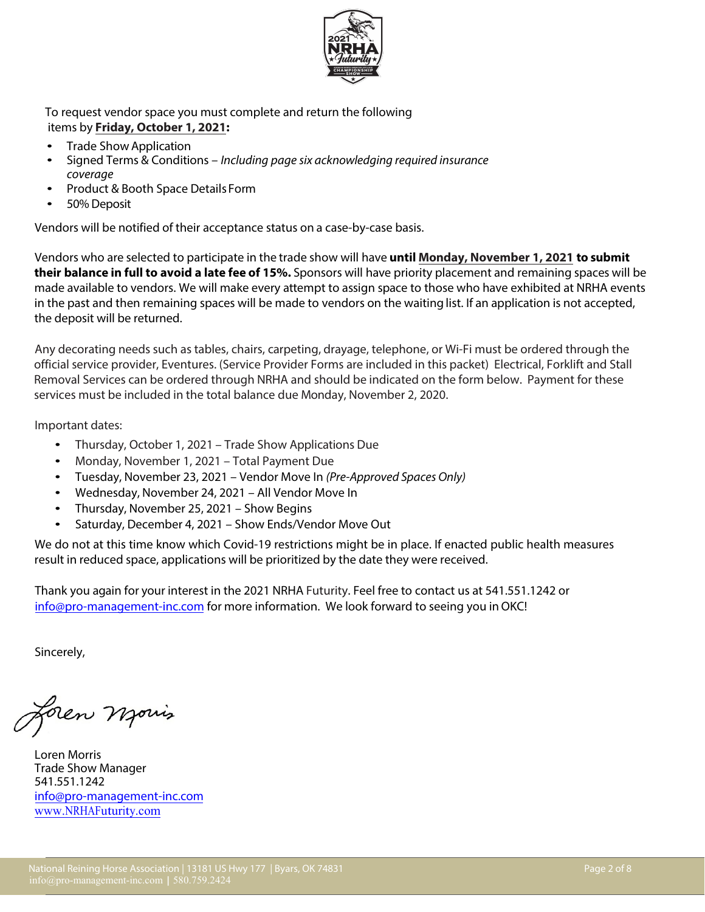To request vendor space you must complete and return the following items by **Friday, October 1, 2021:**

- Trade Show Application
- Signed Terms & Conditions – *Including page six acknowledging required insurance coverage*
- Product & Booth Space Details Form
- 50% Deposit

Vendors will be notified of their acceptance status on a case-by-case basis.

Vendors who are selected to participate in the trade show will have **until Monday, November 1, 2021 to submit their balance in full to avoid a late fee of 15%.** Sponsors will have priority placement and remaining spaces will be made available to vendors. We will make every attempt to assign space to those who have exhibited at NRHA events in the past and then remaining spaces will be made to vendors on the waiting list. If an application is not accepted, the deposit will be returned.

Any decorating needs such as tables, chairs, carpeting, drayage, telephone, or Wi-Fi must be ordered through the official service provider, Eventures. (Service Provider Forms are included in this packet) Electrical, Forklift and Stall Removal Services can be ordered through NRHA and should be indicated on the form below. Payment for these services must be included in the total balance due Monday, November 2, 2020.

Important dates:

- Thursday, October 1, 2021 – Trade Show Applications Due
- Monday, November 1, 2021 – Total Payment Due
- Tuesday, November 23, 2021 – Vendor Move In *(Pre-Approved Spaces Only)*
- Wednesday, November 24, 2021 – All Vendor Move In
- Thursday, November 25, 2021 – Show Begins
- Saturday, December 4, 2021 – Show Ends/Vendor Move Out

We do not at this time know which Covid-19 restrictions might be in place. If enacted public health measures result in reduced space, applications will be prioritized by the date they were received.

Thank you again for your interest in the 2021 NRHA Futurity. Feel free to contact us at 541.551.1242 or info@pro-management-inc.com for more information. We look forward to seeing you in OKC!

Sincerely,

Loren Morris
Trade Show Manager
541.551.1242
info@pro-management-inc.com
www.NRHAFuturity.com

National Reining Horse Association | 13181 US Hwy 177 | Byars, OK 74831
info@pro-management-inc.com | 580.759.2424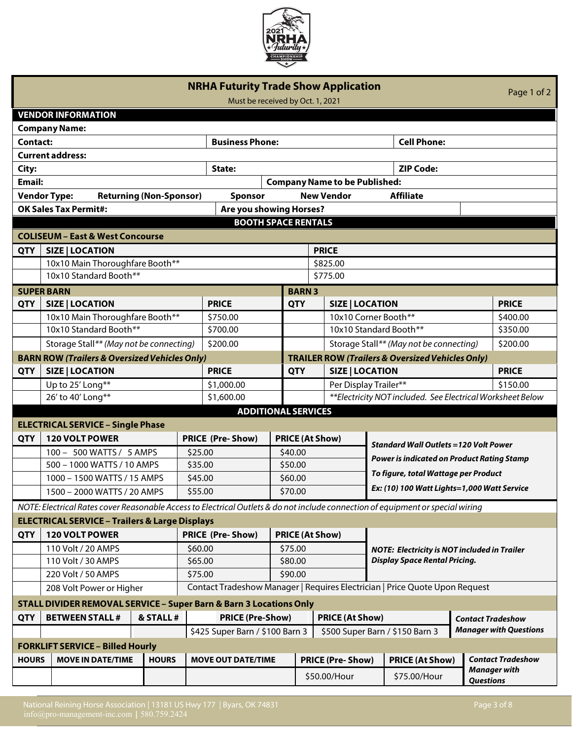# NRHA Futurity Trade Show Application

Page 1 of 2

Must be received by Oct. 1, 2021

## VENDOR INFORMATION

| | | | |
|---|---|---|---|
| **Company Name:** | | | |
| **Contact:** | **Business Phone:** | | **Cell Phone:** |
| **Current address:** | | | |
| **City:** | **State:** | | **ZIP Code:** |
| **Email:** | | **Company Name to be Published:** | |
| **Vendor Type:** **Returning (Non-Sponsor)** | **Sponsor** | **New Vendor** | **Affiliate** |
| **OK Sales Tax Permit#:** | **Are you showing Horses?** | | |

## BOOTH SPACE RENTALS

### COLISEUM – East & West Concourse

| QTY | SIZE \| LOCATION | PRICE |
|---|---|---|
| | 10x10 Main Thoroughfare Booth** | $825.00 |
| | 10x10 Standard Booth** | $775.00 |

### SUPER BARN

| QTY | SIZE \| LOCATION | PRICE |
|---|---|---|
| | 10x10 Main Thoroughfare Booth** | $750.00 |
| | 10x10 Standard Booth** | $700.00 |
| | Storage Stall** *(May not be connecting)* | $200.00 |

### BARN 3

| QTY | SIZE \| LOCATION | PRICE |
|---|---|---|
| | 10x10 Corner Booth** | $400.00 |
| | 10x10 Standard Booth** | $350.00 |
| | Storage Stall** *(May not be connecting)* | $200.00 |

### BARN ROW *(Trailers & Oversized Vehicles Only)*

| QTY | SIZE \| LOCATION | PRICE |
|---|---|---|
| | Up to 25' Long** | $1,000.00 |
| | 26' to 40' Long** | $1,600.00 |

### TRAILER ROW *(Trailers & Oversized Vehicles Only)*

| QTY | SIZE \| LOCATION | PRICE |
|---|---|---|
| | Per Display Trailer** | $150.00 |

****Electricity NOT included. See Electrical Worksheet Below***

## ADDITIONAL SERVICES

### ELECTRICAL SERVICE – Single Phase

| QTY | 120 VOLT POWER | PRICE (Pre-Show) | PRICE (At Show) |
|---|---|---|---|
| | 100 – 500 WATTS / 5 AMPS | $25.00 | $40.00 |
| | 500 – 1000 WATTS / 10 AMPS | $35.00 | $50.00 |
| | 1000 – 1500 WATTS / 15 AMPS | $45.00 | $60.00 |
| | 1500 – 2000 WATTS / 20 AMPS | $55.00 | $70.00 |

***Standard Wall Outlets =120 Volt Power***
***Power is indicated on Product Rating Stamp***
***To figure, total Wattage per Product***
***Ex: (10) 100 Watt Lights=1,000 Watt Service***

*NOTE: Electrical Rates cover Reasonable Access to Electrical Outlets & do not include connection of equipment or special wiring*

### ELECTRICAL SERVICE – Trailers & Large Displays

| QTY | 120 VOLT POWER | PRICE (Pre-Show) | PRICE (At Show) |
|---|---|---|---|
| | 110 Volt / 20 AMPS | $60.00 | $75.00 |
| | 110 Volt / 30 AMPS | $65.00 | $80.00 |
| | 220 Volt / 50 AMPS | $75.00 | $90.00 |
| | 208 Volt Power or Higher | Contact Tradeshow Manager \| Requires Electrician \| Price Quote Upon Request | |

***NOTE: Electricity is NOT included in Trailer Display Space Rental Pricing.***

### STALL DIVIDER REMOVAL SERVICE – Super Barn & Barn 3 Locations Only

| QTY | BETWEEN STALL # | & STALL # | PRICE (Pre-Show) | PRICE (At Show) |
|---|---|---|---|---|
| | | | $425 Super Barn / $100 Barn 3 | $500 Super Barn / $150 Barn 3 |

***Contact Tradeshow Manager with Questions***

### FORKLIFT SERVICE – Billed Hourly

| HOURS | MOVE IN DATE/TIME | HOURS | MOVE OUT DATE/TIME | PRICE (Pre-Show) | PRICE (At Show) |
|---|---|---|---|---|---|
| | | | | $50.00/Hour | $75.00/Hour |

***Contact Tradeshow Manager with Questions***

National Reining Horse Association | 13181 US Hwy 177 | Byars, OK 74831
info@pro-management-inc.com | 580.759.2424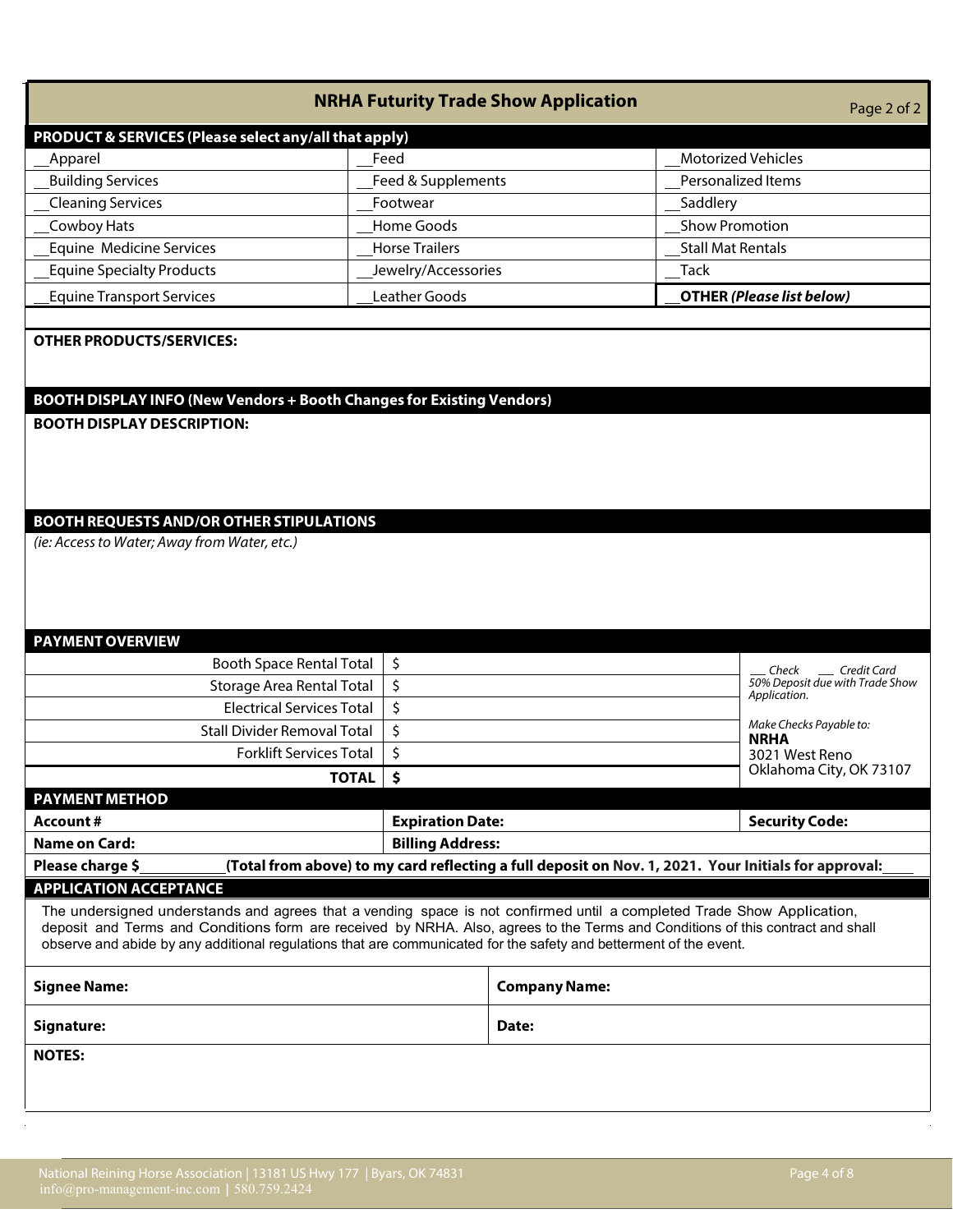# NRHA Futurity Trade Show Application

Page 2 of 2

## PRODUCT & SERVICES (Please select any/all that apply)

| | | |
|---|---|---|
| __Apparel | __Feed | __Motorized Vehicles |
| __Building Services | __Feed & Supplements | __Personalized Items |
| __Cleaning Services | __Footwear | __Saddlery |
| __Cowboy Hats | __Home Goods | __Show Promotion |
| __Equine Medicine Services | __Horse Trailers | __Stall Mat Rentals |
| __Equine Specialty Products | __Jewelry/Accessories | __Tack |
| __Equine Transport Services | __Leather Goods | __**OTHER *(Please list below)*** |

**OTHER PRODUCTS/SERVICES:**

## BOOTH DISPLAY INFO (New Vendors + Booth Changes for Existing Vendors)

**BOOTH DISPLAY DESCRIPTION:**

## BOOTH REQUESTS AND/OR OTHER STIPULATIONS

*(ie: Access to Water; Away from Water, etc.)*

## PAYMENT OVERVIEW

| | | |
|---|---|---|
| Booth Space Rental Total | $ | ___ *Check* ___ *Credit Card* *50% Deposit due with Trade Show Application.* |
| Storage Area Rental Total | $ | |
| Electrical Services Total | $ | *Make Checks Payable to:* **NRHA** 3021 West Reno Oklahoma City, OK 73107 |
| Stall Divider Removal Total | $ | |
| Forklift Services Total | $ | |
| **TOTAL** | **$** | |

## PAYMENT METHOD

| | | |
|---|---|---|
| **Account #** | **Expiration Date:** | **Security Code:** |
| **Name on Card:** | **Billing Address:** | |

**Please charge $__________(Total from above) to my card reflecting a full deposit on Nov. 1, 2021. Your Initials for approval:____**

## APPLICATION ACCEPTANCE

The undersigned understands and agrees that a vending space is not confirmed until a completed Trade Show Application, deposit and Terms and Conditions form are received by NRHA. Also, agrees to the Terms and Conditions of this contract and shall observe and abide by any additional regulations that are communicated for the safety and betterment of the event.

| | |
|---|---|
| **Signee Name:** | **Company Name:** |
| **Signature:** | **Date:** |

**NOTES:**

National Reining Horse Association | 13181 US Hwy 177 | Byars, OK 74831
info@pro-management-inc.com | 580.759.2424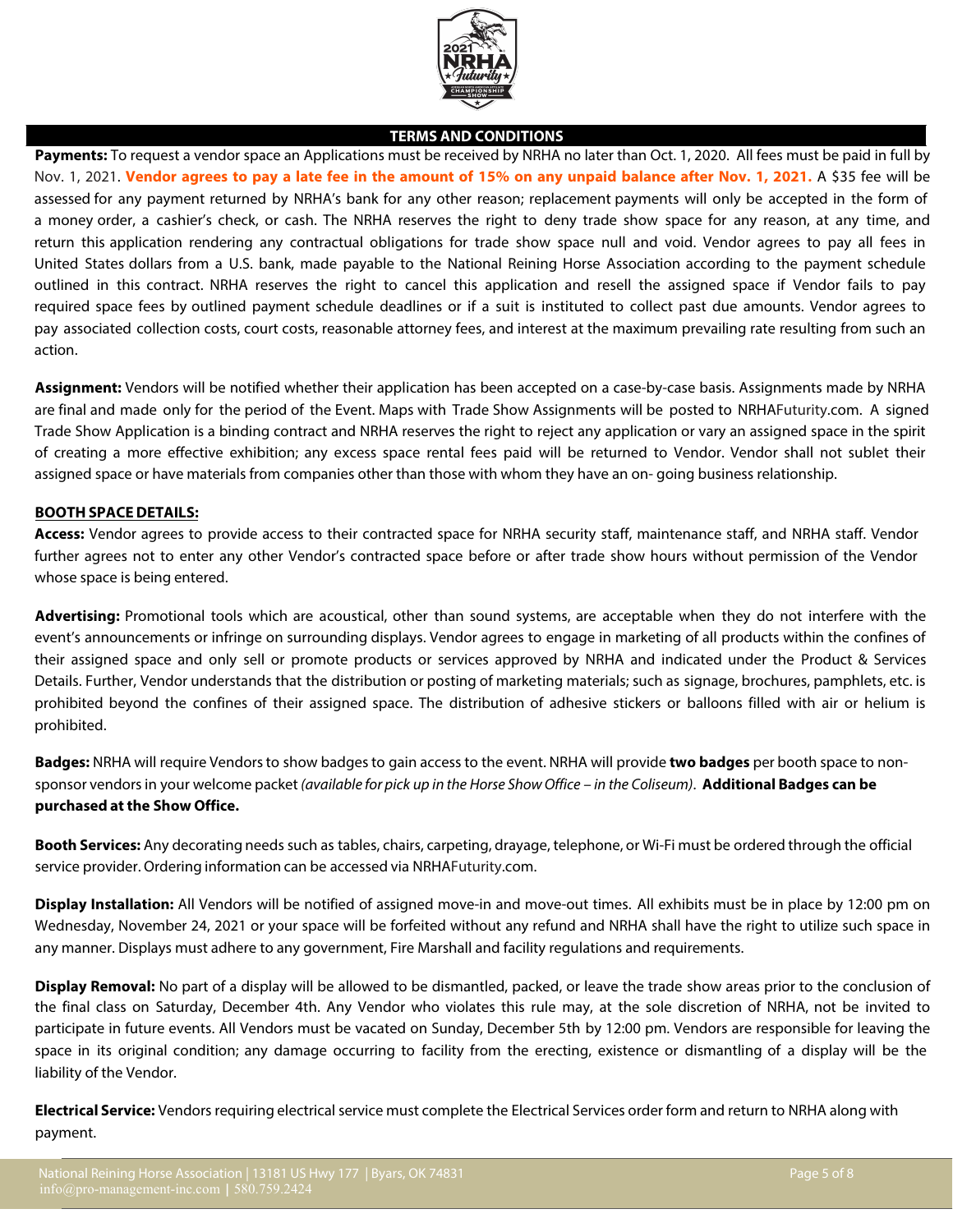## TERMS AND CONDITIONS

**Payments:** To request a vendor space an Applications must be received by NRHA no later than Oct. 1, 2020. All fees must be paid in full by Nov. 1, 2021. **Vendor agrees to pay a late fee in the amount of 15% on any unpaid balance after Nov. 1, 2021.** A $35 fee will be assessed for any payment returned by NRHA's bank for any other reason; replacement payments will only be accepted in the form of a money order, a cashier's check, or cash. The NRHA reserves the right to deny trade show space for any reason, at any time, and return this application rendering any contractual obligations for trade show space null and void. Vendor agrees to pay all fees in United States dollars from a U.S. bank, made payable to the National Reining Horse Association according to the payment schedule outlined in this contract. NRHA reserves the right to cancel this application and resell the assigned space if Vendor fails to pay required space fees by outlined payment schedule deadlines or if a suit is instituted to collect past due amounts. Vendor agrees to pay associated collection costs, court costs, reasonable attorney fees, and interest at the maximum prevailing rate resulting from such an action.

**Assignment:** Vendors will be notified whether their application has been accepted on a case-by-case basis. Assignments made by NRHA are final and made only for the period of the Event. Maps with Trade Show Assignments will be posted to NRHAFuturity.com. A signed Trade Show Application is a binding contract and NRHA reserves the right to reject any application or vary an assigned space in the spirit of creating a more effective exhibition; any excess space rental fees paid will be returned to Vendor. Vendor shall not sublet their assigned space or have materials from companies other than those with whom they have an on- going business relationship.

### BOOTH SPACE DETAILS:

**Access:** Vendor agrees to provide access to their contracted space for NRHA security staff, maintenance staff, and NRHA staff. Vendor further agrees not to enter any other Vendor's contracted space before or after trade show hours without permission of the Vendor whose space is being entered.

**Advertising:** Promotional tools which are acoustical, other than sound systems, are acceptable when they do not interfere with the event's announcements or infringe on surrounding displays. Vendor agrees to engage in marketing of all products within the confines of their assigned space and only sell or promote products or services approved by NRHA and indicated under the Product & Services Details. Further, Vendor understands that the distribution or posting of marketing materials; such as signage, brochures, pamphlets, etc. is prohibited beyond the confines of their assigned space. The distribution of adhesive stickers or balloons filled with air or helium is prohibited.

**Badges:** NRHA will require Vendors to show badges to gain access to the event. NRHA will provide **two badges** per booth space to non-sponsor vendors in your welcome packet *(available for pick up in the Horse Show Office – in the Coliseum)*. **Additional Badges can be purchased at the Show Office.**

**Booth Services:** Any decorating needs such as tables, chairs, carpeting, drayage, telephone, or Wi-Fi must be ordered through the official service provider. Ordering information can be accessed via NRHAFuturity.com.

**Display Installation:** All Vendors will be notified of assigned move-in and move-out times. All exhibits must be in place by 12:00 pm on Wednesday, November 24, 2021 or your space will be forfeited without any refund and NRHA shall have the right to utilize such space in any manner. Displays must adhere to any government, Fire Marshall and facility regulations and requirements.

**Display Removal:** No part of a display will be allowed to be dismantled, packed, or leave the trade show areas prior to the conclusion of the final class on Saturday, December 4th. Any Vendor who violates this rule may, at the sole discretion of NRHA, not be invited to participate in future events. All Vendors must be vacated on Sunday, December 5th by 12:00 pm. Vendors are responsible for leaving the space in its original condition; any damage occurring to facility from the erecting, existence or dismantling of a display will be the liability of the Vendor.

**Electrical Service:** Vendors requiring electrical service must complete the Electrical Services order form and return to NRHA along with payment.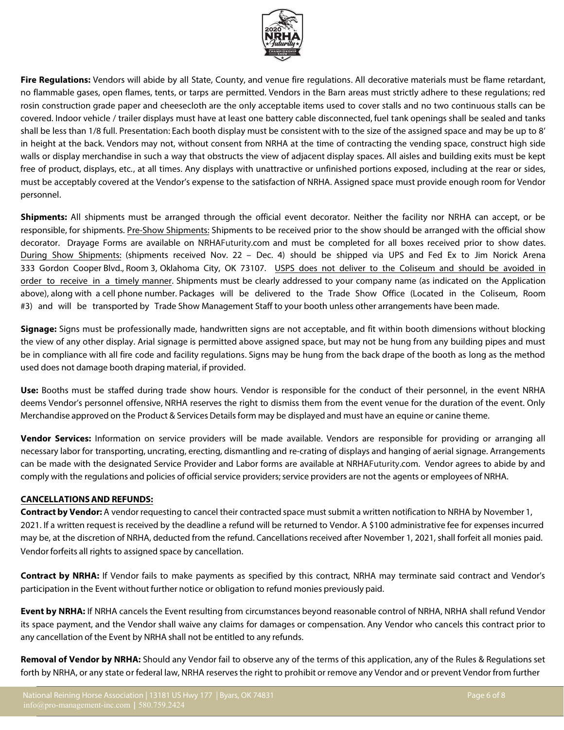**Fire Regulations:** Vendors will abide by all State, County, and venue fire regulations. All decorative materials must be flame retardant, no flammable gases, open flames, tents, or tarps are permitted. Vendors in the Barn areas must strictly adhere to these regulations; red rosin construction grade paper and cheesecloth are the only acceptable items used to cover stalls and no two continuous stalls can be covered. Indoor vehicle / trailer displays must have at least one battery cable disconnected, fuel tank openings shall be sealed and tanks shall be less than 1/8 full. Presentation: Each booth display must be consistent with to the size of the assigned space and may be up to 8' in height at the back. Vendors may not, without consent from NRHA at the time of contracting the vending space, construct high side walls or display merchandise in such a way that obstructs the view of adjacent display spaces. All aisles and building exits must be kept free of product, displays, etc., at all times. Any displays with unattractive or unfinished portions exposed, including at the rear or sides, must be acceptably covered at the Vendor's expense to the satisfaction of NRHA. Assigned space must provide enough room for Vendor personnel.

**Shipments:** All shipments must be arranged through the official event decorator. Neither the facility nor NRHA can accept, or be responsible, for shipments. Pre-Show Shipments: Shipments to be received prior to the show should be arranged with the official show decorator. Drayage Forms are available on NRHAFuturity.com and must be completed for all boxes received prior to show dates. During Show Shipments: (shipments received Nov. 22 – Dec. 4) should be shipped via UPS and Fed Ex to Jim Norick Arena 333 Gordon Cooper Blvd., Room 3, Oklahoma City, OK 73107. USPS does not deliver to the Coliseum and should be avoided in order to receive in a timely manner. Shipments must be clearly addressed to your company name (as indicated on the Application above), along with a cell phone number. Packages will be delivered to the Trade Show Office (Located in the Coliseum, Room #3) and will be transported by Trade Show Management Staff to your booth unless other arrangements have been made.

**Signage:** Signs must be professionally made, handwritten signs are not acceptable, and fit within booth dimensions without blocking the view of any other display. Arial signage is permitted above assigned space, but may not be hung from any building pipes and must be in compliance with all fire code and facility regulations. Signs may be hung from the back drape of the booth as long as the method used does not damage booth draping material, if provided.

**Use:** Booths must be staffed during trade show hours. Vendor is responsible for the conduct of their personnel, in the event NRHA deems Vendor's personnel offensive, NRHA reserves the right to dismiss them from the event venue for the duration of the event. Only Merchandise approved on the Product & Services Details form may be displayed and must have an equine or canine theme.

**Vendor Services:** Information on service providers will be made available. Vendors are responsible for providing or arranging all necessary labor for transporting, uncrating, erecting, dismantling and re-crating of displays and hanging of aerial signage. Arrangements can be made with the designated Service Provider and Labor forms are available at NRHAFuturity.com. Vendor agrees to abide by and comply with the regulations and policies of official service providers; service providers are not the agents or employees of NRHA.

**CANCELLATIONS AND REFUNDS:**

**Contract by Vendor:** A vendor requesting to cancel their contracted space must submit a written notification to NRHA by November 1, 2021. If a written request is received by the deadline a refund will be returned to Vendor. A $100 administrative fee for expenses incurred may be, at the discretion of NRHA, deducted from the refund. Cancellations received after November 1, 2021, shall forfeit all monies paid. Vendor forfeits all rights to assigned space by cancellation.

**Contract by NRHA:** If Vendor fails to make payments as specified by this contract, NRHA may terminate said contract and Vendor's participation in the Event without further notice or obligation to refund monies previously paid.

**Event by NRHA:** If NRHA cancels the Event resulting from circumstances beyond reasonable control of NRHA, NRHA shall refund Vendor its space payment, and the Vendor shall waive any claims for damages or compensation. Any Vendor who cancels this contract prior to any cancellation of the Event by NRHA shall not be entitled to any refunds.

**Removal of Vendor by NRHA:** Should any Vendor fail to observe any of the terms of this application, any of the Rules & Regulations set forth by NRHA, or any state or federal law, NRHA reserves the right to prohibit or remove any Vendor and or prevent Vendor from further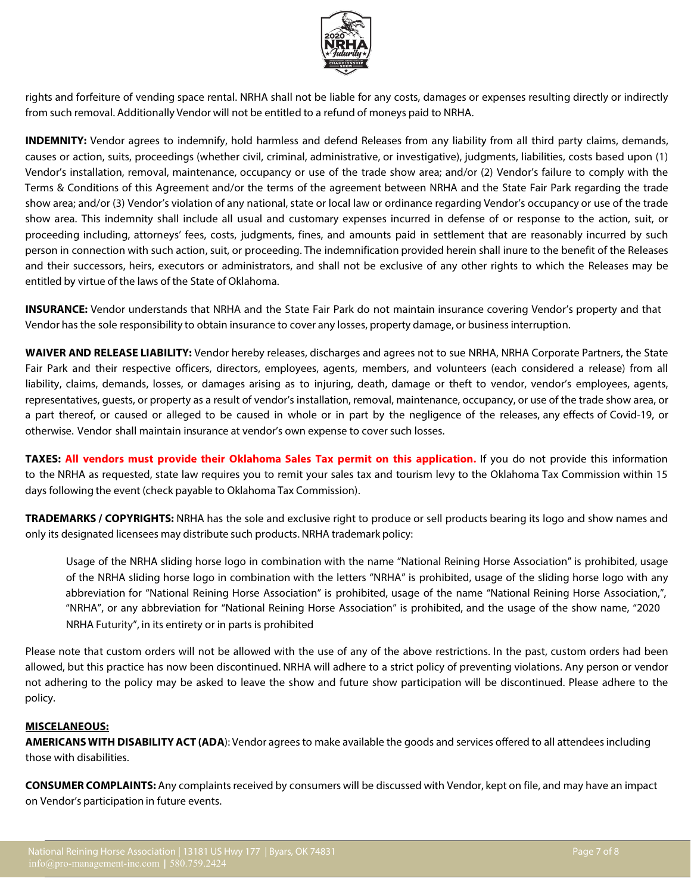rights and forfeiture of vending space rental. NRHA shall not be liable for any costs, damages or expenses resulting directly or indirectly from such removal. Additionally Vendor will not be entitled to a refund of moneys paid to NRHA.

**INDEMNITY:** Vendor agrees to indemnify, hold harmless and defend Releases from any liability from all third party claims, demands, causes or action, suits, proceedings (whether civil, criminal, administrative, or investigative), judgments, liabilities, costs based upon (1) Vendor's installation, removal, maintenance, occupancy or use of the trade show area; and/or (2) Vendor's failure to comply with the Terms & Conditions of this Agreement and/or the terms of the agreement between NRHA and the State Fair Park regarding the trade show area; and/or (3) Vendor's violation of any national, state or local law or ordinance regarding Vendor's occupancy or use of the trade show area. This indemnity shall include all usual and customary expenses incurred in defense of or response to the action, suit, or proceeding including, attorneys' fees, costs, judgments, fines, and amounts paid in settlement that are reasonably incurred by such person in connection with such action, suit, or proceeding. The indemnification provided herein shall inure to the benefit of the Releases and their successors, heirs, executors or administrators, and shall not be exclusive of any other rights to which the Releases may be entitled by virtue of the laws of the State of Oklahoma.

**INSURANCE:** Vendor understands that NRHA and the State Fair Park do not maintain insurance covering Vendor's property and that Vendor has the sole responsibility to obtain insurance to cover any losses, property damage, or business interruption.

**WAIVER AND RELEASE LIABILITY:** Vendor hereby releases, discharges and agrees not to sue NRHA, NRHA Corporate Partners, the State Fair Park and their respective officers, directors, employees, agents, members, and volunteers (each considered a release) from all liability, claims, demands, losses, or damages arising as to injuring, death, damage or theft to vendor, vendor's employees, agents, representatives, guests, or property as a result of vendor's installation, removal, maintenance, occupancy, or use of the trade show area, or a part thereof, or caused or alleged to be caused in whole or in part by the negligence of the releases, any effects of Covid-19, or otherwise. Vendor shall maintain insurance at vendor's own expense to cover such losses.

**TAXES:** **All vendors must provide their Oklahoma Sales Tax permit on this application.** If you do not provide this information to the NRHA as requested, state law requires you to remit your sales tax and tourism levy to the Oklahoma Tax Commission within 15 days following the event (check payable to Oklahoma Tax Commission).

**TRADEMARKS / COPYRIGHTS:** NRHA has the sole and exclusive right to produce or sell products bearing its logo and show names and only its designated licensees may distribute such products. NRHA trademark policy:

> Usage of the NRHA sliding horse logo in combination with the name "National Reining Horse Association" is prohibited, usage of the NRHA sliding horse logo in combination with the letters "NRHA" is prohibited, usage of the sliding horse logo with any abbreviation for "National Reining Horse Association" is prohibited, usage of the name "National Reining Horse Association,", "NRHA", or any abbreviation for "National Reining Horse Association" is prohibited, and the usage of the show name, "2020 NRHA Futurity", in its entirety or in parts is prohibited

Please note that custom orders will not be allowed with the use of any of the above restrictions. In the past, custom orders had been allowed, but this practice has now been discontinued. NRHA will adhere to a strict policy of preventing violations. Any person or vendor not adhering to the policy may be asked to leave the show and future show participation will be discontinued. Please adhere to the policy.

**MISCELANEOUS:**

**AMERICANS WITH DISABILITY ACT (ADA**): Vendor agrees to make available the goods and services offered to all attendees including those with disabilities.

**CONSUMER COMPLAINTS:** Any complaints received by consumers will be discussed with Vendor, kept on file, and may have an impact on Vendor's participation in future events.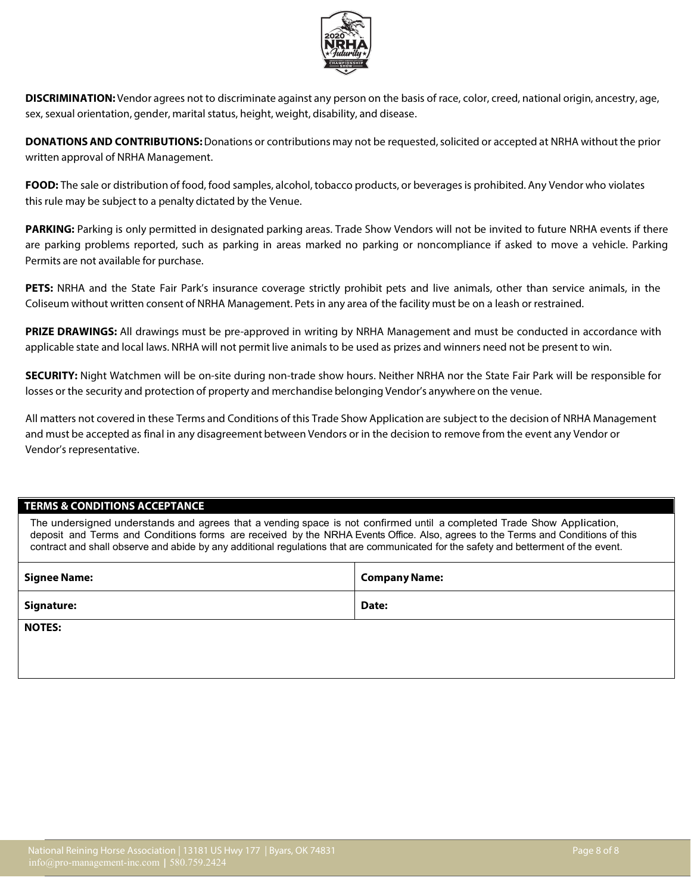**DISCRIMINATION:** Vendor agrees not to discriminate against any person on the basis of race, color, creed, national origin, ancestry, age, sex, sexual orientation, gender, marital status, height, weight, disability, and disease.

**DONATIONS AND CONTRIBUTIONS:** Donations or contributions may not be requested, solicited or accepted at NRHA without the prior written approval of NRHA Management.

**FOOD:** The sale or distribution of food, food samples, alcohol, tobacco products, or beverages is prohibited. Any Vendor who violates this rule may be subject to a penalty dictated by the Venue.

**PARKING:** Parking is only permitted in designated parking areas. Trade Show Vendors will not be invited to future NRHA events if there are parking problems reported, such as parking in areas marked no parking or noncompliance if asked to move a vehicle. Parking Permits are not available for purchase.

**PETS:** NRHA and the State Fair Park's insurance coverage strictly prohibit pets and live animals, other than service animals, in the Coliseum without written consent of NRHA Management. Pets in any area of the facility must be on a leash or restrained.

**PRIZE DRAWINGS:** All drawings must be pre-approved in writing by NRHA Management and must be conducted in accordance with applicable state and local laws. NRHA will not permit live animals to be used as prizes and winners need not be present to win.

**SECURITY:** Night Watchmen will be on-site during non-trade show hours. Neither NRHA nor the State Fair Park will be responsible for losses or the security and protection of property and merchandise belonging Vendor's anywhere on the venue.

All matters not covered in these Terms and Conditions of this Trade Show Application are subject to the decision of NRHA Management and must be accepted as final in any disagreement between Vendors or in the decision to remove from the event any Vendor or Vendor's representative.

**TERMS & CONDITIONS ACCEPTANCE**

The undersigned understands and agrees that a vending space is not confirmed until a completed Trade Show Application, deposit and Terms and Conditions forms are received by the NRHA Events Office. Also, agrees to the Terms and Conditions of this contract and shall observe and abide by any additional regulations that are communicated for the safety and betterment of the event.

| | |
|---|---|
| **Signee Name:** | **Company Name:** |
| **Signature:** | **Date:** |

**NOTES:**

National Reining Horse Association | 13181 US Hwy 177 | Byars, OK 74831
info@pro-management-inc.com | 580.759.2424